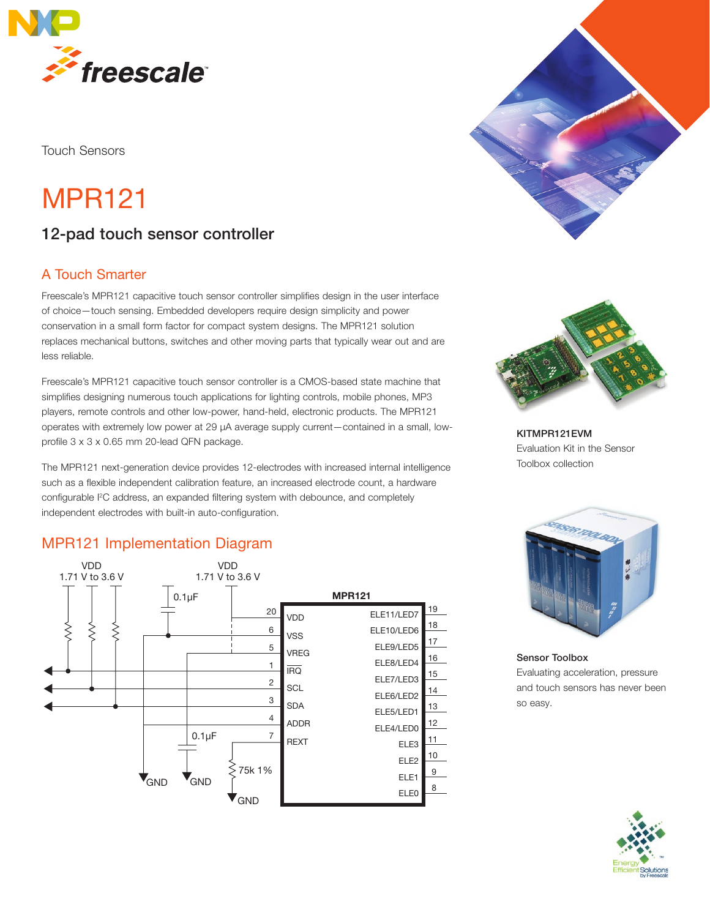Touch Sensors

# MPR121

## 12-pad touch sensor controller

### A Touch Smarter

Freescale's MPR121 capacitive touch sensor controller simplifies design in the user interface of choice—touch sensing. Embedded developers require design simplicity and power conservation in a small form factor for compact system designs. The MPR121 solution replaces mechanical buttons, switches and other moving parts that typically wear out and are less reliable.

Freescale's MPR121 capacitive touch sensor controller is a CMOS-based state machine that simplifies designing numerous touch applications for lighting controls, mobile phones, MP3 players, remote controls and other low-power, hand-held, electronic products. The MPR121 operates with extremely low power at 29 µA average supply current—contained in a small, low-profile 3 x 3 x 0.65 mm 20-lead QFN package.

The MPR121 next-generation device provides 12-electrodes with increased internal intelligence such as a flexible independent calibration feature, an increased electrode count, a hardware configurable I²C address, an expanded filtering system with debounce, and completely independent electrodes with built-in auto-configuration.

### MPR121 Implementation Diagram

VDD 1.71 V to 3.6 V

VDD 1.71 V to 3.6 V

0.1µF

MPR121

| Pin | Name | Name | Pin |
|---|---|---|---|
| 20 | VDD | ELE11/LED7 | 19 |
| 6 | VSS | ELE10/LED6 | 18 |
| 5 | VREG | ELE9/LED5 | 17 |
| 1 | IRQ | ELE8/LED4 | 16 |
| 2 | SCL | ELE7/LED3 | 15 |
| 3 | SDA | ELE6/LED2 | 14 |
| 4 | ADDR | ELE5/LED1 | 13 |
| 7 | REXT | ELE4/LED0 | 12 |
| | | ELE3 | 11 |
| | | ELE2 | 10 |
| | | ELE1 | 9 |
| | | ELE0 | 8 |

0.1µF

75k 1%

GND GND GND

**KITMPR121EVM**
Evaluation Kit in the Sensor Toolbox collection

**Sensor Toolbox**
Evaluating acceleration, pressure and touch sensors has never been so easy.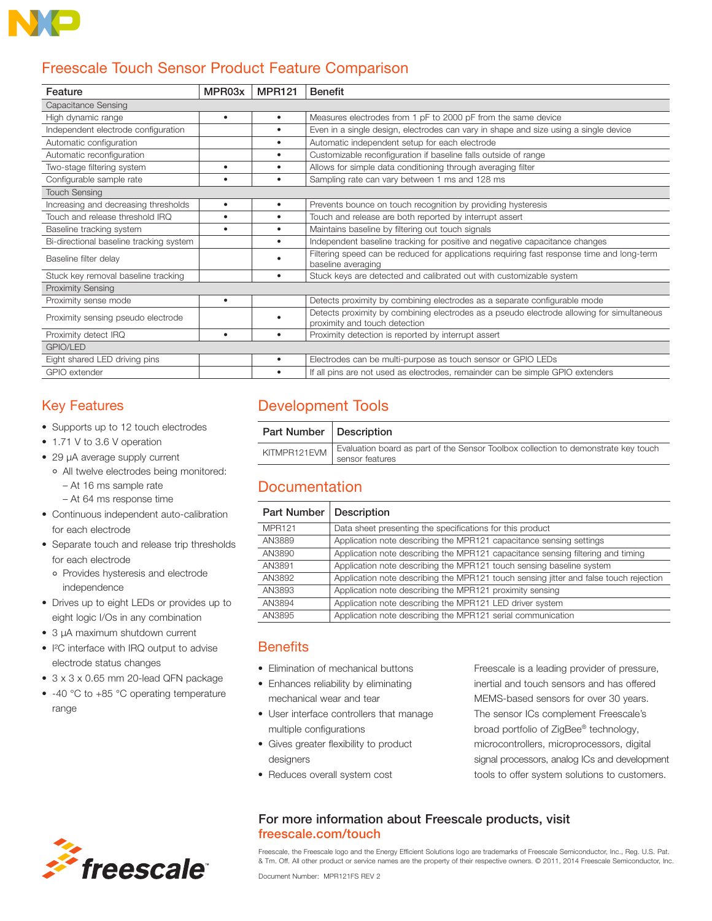## Freescale Touch Sensor Product Feature Comparison

| Feature | MPR03x | MPR121 | Benefit |
|---|---|---|---|
| **Capacitance Sensing** | | | |
| High dynamic range | • | • | Measures electrodes from 1 pF to 2000 pF from the same device |
| Independent electrode configuration | | • | Even in a single design, electrodes can vary in shape and size using a single device |
| Automatic configuration | | • | Automatic independent setup for each electrode |
| Automatic reconfiguration | | • | Customizable reconfiguration if baseline falls outside of range |
| Two-stage filtering system | • | • | Allows for simple data conditioning through averaging filter |
| Configurable sample rate | • | • | Sampling rate can vary between 1 ms and 128 ms |
| **Touch Sensing** | | | |
| Increasing and decreasing thresholds | • | • | Prevents bounce on touch recognition by providing hysteresis |
| Touch and release threshold IRQ | • | • | Touch and release are both reported by interrupt assert |
| Baseline tracking system | • | • | Maintains baseline by filtering out touch signals |
| Bi-directional baseline tracking system | | • | Independent baseline tracking for positive and negative capacitance changes |
| Baseline filter delay | | • | Filtering speed can be reduced for applications requiring fast response time and long-term baseline averaging |
| Stuck key removal baseline tracking | | • | Stuck keys are detected and calibrated out with customizable system |
| **Proximity Sensing** | | | |
| Proximity sense mode | • | | Detects proximity by combining electrodes as a separate configurable mode |
| Proximity sensing pseudo electrode | | • | Detects proximity by combining electrodes as a pseudo electrode allowing for simultaneous proximity and touch detection |
| Proximity detect IRQ | • | • | Proximity detection is reported by interrupt assert |
| **GPIO/LED** | | | |
| Eight shared LED driving pins | | • | Electrodes can be multi-purpose as touch sensor or GPIO LEDs |
| GPIO extender | | • | If all pins are not used as electrodes, remainder can be simple GPIO extenders |

## Key Features

- Supports up to 12 touch electrodes
- 1.71 V to 3.6 V operation
- 29 µA average supply current
  - All twelve electrodes being monitored:
    - At 16 ms sample rate
    - At 64 ms response time
- Continuous independent auto-calibration for each electrode
- Separate touch and release trip thresholds for each electrode
  - Provides hysteresis and electrode independence
- Drives up to eight LEDs or provides up to eight logic I/Os in any combination
- 3 µA maximum shutdown current
- I²C interface with IRQ output to advise electrode status changes
- 3 x 3 x 0.65 mm 20-lead QFN package
- -40 °C to +85 °C operating temperature range

## Development Tools

| Part Number | Description |
|---|---|
| KITMPR121EVM | Evaluation board as part of the Sensor Toolbox collection to demonstrate key touch sensor features |

## Documentation

| Part Number | Description |
|---|---|
| MPR121 | Data sheet presenting the specifications for this product |
| AN3889 | Application note describing the MPR121 capacitance sensing settings |
| AN3890 | Application note describing the MPR121 capacitance sensing filtering and timing |
| AN3891 | Application note describing the MPR121 touch sensing baseline system |
| AN3892 | Application note describing the MPR121 touch sensing jitter and false touch rejection |
| AN3893 | Application note describing the MPR121 proximity sensing |
| AN3894 | Application note describing the MPR121 LED driver system |
| AN3895 | Application note describing the MPR121 serial communication |

## Benefits

- Elimination of mechanical buttons
- Enhances reliability by eliminating mechanical wear and tear
- User interface controllers that manage multiple configurations
- Gives greater flexibility to product designers
- Reduces overall system cost

Freescale is a leading provider of pressure, inertial and touch sensors and has offered MEMS-based sensors for over 30 years. The sensor ICs complement Freescale's broad portfolio of ZigBee® technology, microcontrollers, microprocessors, digital signal processors, analog ICs and development tools to offer system solutions to customers.

**For more information about Freescale products, visit**
**freescale.com/touch**

Freescale, the Freescale logo and the Energy Efficient Solutions logo are trademarks of Freescale Semiconductor, Inc., Reg. U.S. Pat. & Tm. Off. All other product or service names are the property of their respective owners. © 2011, 2014 Freescale Semiconductor, Inc.

Document Number: MPR121FS REV 2